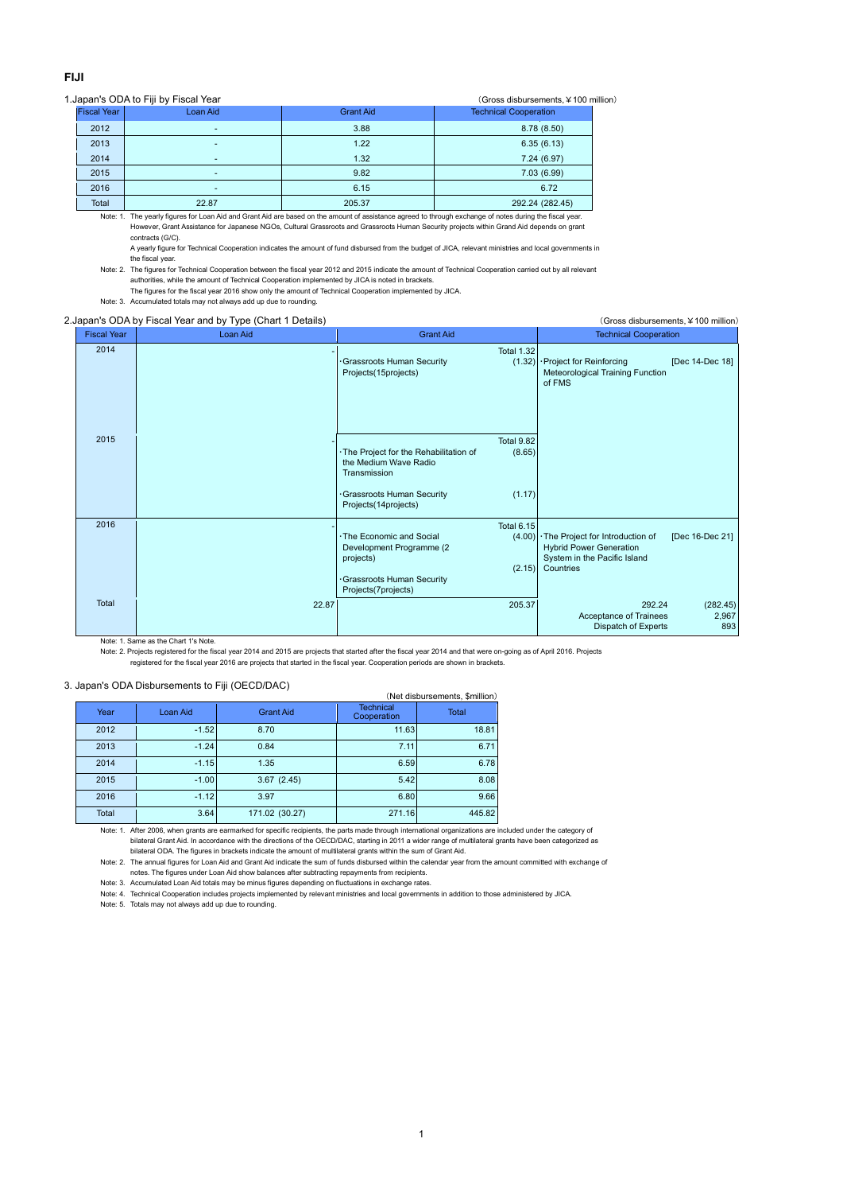# FIJI

## 1.Japan's ODA to Fiji by Fiscal Year

(Gross disbursements, ¥100 million)

| Fiscal Year | Loan Aid | Grant Aid | Technical Cooperation |
|---|---|---|---|
| 2012 | - | 3.88 | 8.78 (8.50) |
| 2013 | - | 1.22 | 6.35 (6.13) |
| 2014 | - | 1.32 | 7.24 (6.97) |
| 2015 | - | 9.82 | 7.03 (6.99) |
| 2016 | - | 6.15 | 6.72 |
| Total | 22.87 | 205.37 | 292.24 (282.45) |

Note: 1. The yearly figures for Loan Aid and Grant Aid are based on the amount of assistance agreed to through exchange of notes during the fiscal year. However, Grant Assistance for Japanese NGOs, Cultural Grassroots and Grassroots Human Security projects within Grand Aid depends on grant contracts (G/C).
A yearly figure for Technical Cooperation indicates the amount of fund disbursed from the budget of JICA, relevant ministries and local governments in the fiscal year.

Note: 2. The figures for Technical Cooperation between the fiscal year 2012 and 2015 indicate the amount of Technical Cooperation carried out by all relevant authorities, while the amount of Technical Cooperation implemented by JICA is noted in brackets.
The figures for the fiscal year 2016 show only the amount of Technical Cooperation implemented by JICA.

Note: 3. Accumulated totals may not always add up due to rounding.

## 2.Japan's ODA by Fiscal Year and by Type (Chart 1 Details)

(Gross disbursements, ¥100 million)

| Fiscal Year | Loan Aid | Grant Aid | Technical Cooperation |
|---|---|---|---|
| 2014 | - | Total 1.32<br>・Grassroots Human Security Projects(15projects) (1.32) | ・Project for Reinforcing Meteorological Training Function of FMS [Dec 14-Dec 18] |
| 2015 | - | Total 9.82<br>・The Project for the Rehabilitation of the Medium Wave Radio Transmission (8.65)<br>・Grassroots Human Security Projects(14projects) (1.17) | |
| 2016 | - | Total 6.15<br>・The Economic and Social Development Programme (2 projects) (4.00)<br>・Grassroots Human Security Projects(7projects) (2.15) | ・The Project for Introduction of Hybrid Power Generation System in the Pacific Island Countries [Dec 16-Dec 21] |
| Total | 22.87 | 205.37 | 292.24 (282.45)<br>Acceptance of Trainees 2,967<br>Dispatch of Experts 893 |

Note: 1. Same as the Chart 1's Note.

Note: 2. Projects registered for the fiscal year 2014 and 2015 are projects that started after the fiscal year 2014 and that were on-going as of April 2016. Projects registered for the fiscal year 2016 are projects that started in the fiscal year. Cooperation periods are shown in brackets.

## 3. Japan's ODA Disbursements to Fiji (OECD/DAC)

(Net disbursements, $million)

| Year | Loan Aid | Grant Aid | Technical Cooperation | Total |
|---|---|---|---|---|
| 2012 | -1.52 | 8.70 | 11.63 | 18.81 |
| 2013 | -1.24 | 0.84 | 7.11 | 6.71 |
| 2014 | -1.15 | 1.35 | 6.59 | 6.78 |
| 2015 | -1.00 | 3.67 (2.45) | 5.42 | 8.08 |
| 2016 | -1.12 | 3.97 | 6.80 | 9.66 |
| Total | 3.64 | 171.02 (30.27) | 271.16 | 445.82 |

Note: 1. After 2006, when grants are earmarked for specific recipients, the parts made through international organizations are included under the category of bilateral Grant Aid. In accordance with the directions of the OECD/DAC, starting in 2011 a wider range of multilateral grants have been categorized as bilateral ODA. The figures in brackets indicate the amount of multilateral grants within the sum of Grant Aid.

Note: 2. The annual figures for Loan Aid and Grant Aid indicate the sum of funds disbursed within the calendar year from the amount committed with exchange of notes. The figures under Loan Aid show balances after subtracting repayments from recipients.

Note: 3. Accumulated Loan Aid totals may be minus figures depending on fluctuations in exchange rates.

Note: 4. Technical Cooperation includes projects implemented by relevant ministries and local governments in addition to those administered by JICA.

Note: 5. Totals may not always add up due to rounding.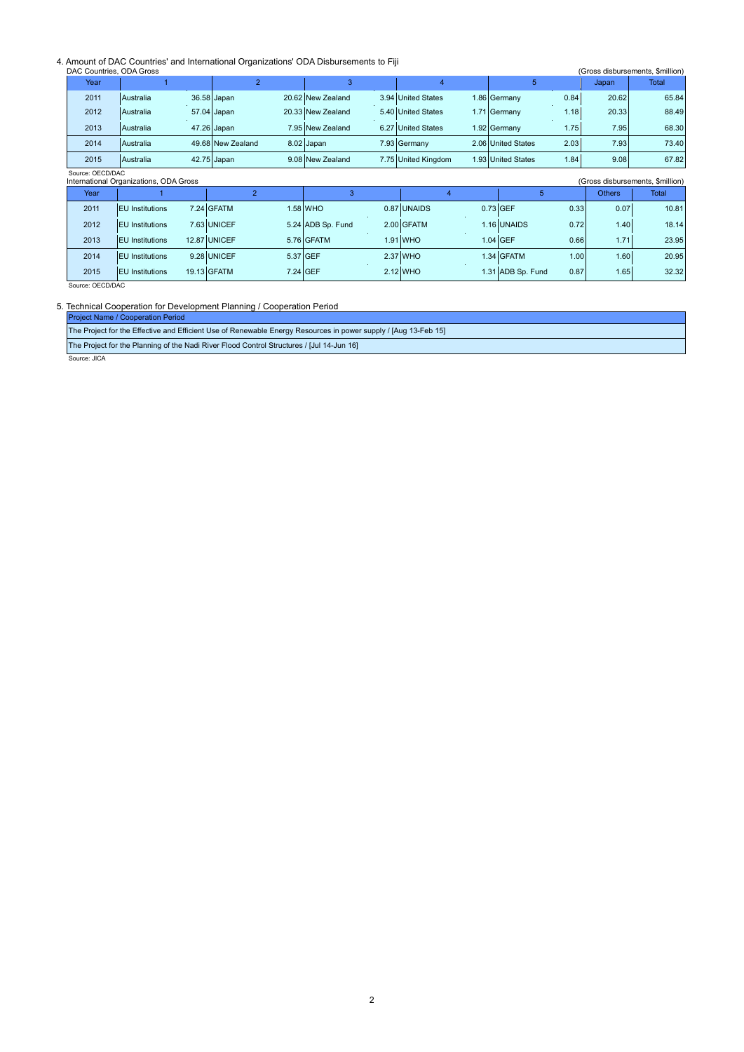4. Amount of DAC Countries' and International Organizations' ODA Disbursements to Fiji

DAC Countries, ODA Gross (Gross disbursements, $million)

| Year | 1 | | 2 | | 3 | | 4 | | 5 | | Japan | Total |
|---|---|---|---|---|---|---|---|---|---|---|---|---|
| 2011 | Australia | 36.58 | Japan | 20.62 | New Zealand | 3.94 | United States | 1.86 | Germany | 0.84 | 20.62 | 65.84 |
| 2012 | Australia | 57.04 | Japan | 20.33 | New Zealand | 5.40 | United States | 1.71 | Germany | 1.18 | 20.33 | 88.49 |
| 2013 | Australia | 47.26 | Japan | 7.95 | New Zealand | 6.27 | United States | 1.92 | Germany | 1.75 | 7.95 | 68.30 |
| 2014 | Australia | 49.68 | New Zealand | 8.02 | Japan | 7.93 | Germany | 2.06 | United States | 2.03 | 7.93 | 73.40 |
| 2015 | Australia | 42.75 | Japan | 9.08 | New Zealand | 7.75 | United Kingdom | 1.93 | United States | 1.84 | 9.08 | 67.82 |

Source: OECD/DAC

International Organizations, ODA Gross (Gross disbursements, $million)

| Year | 1 | | 2 | | 3 | | 4 | | 5 | | Others | Total |
|---|---|---|---|---|---|---|---|---|---|---|---|---|
| 2011 | EU Institutions | 7.24 | GFATM | 1.58 | WHO | 0.87 | UNAIDS | 0.73 | GEF | 0.33 | 0.07 | 10.81 |
| 2012 | EU Institutions | 7.63 | UNICEF | 5.24 | ADB Sp. Fund | 2.00 | GFATM | 1.16 | UNAIDS | 0.72 | 1.40 | 18.14 |
| 2013 | EU Institutions | 12.87 | UNICEF | 5.76 | GFATM | 1.91 | WHO | 1.04 | GEF | 0.66 | 1.71 | 23.95 |
| 2014 | EU Institutions | 9.28 | UNICEF | 5.37 | GEF | 2.37 | WHO | 1.34 | GFATM | 1.00 | 1.60 | 20.95 |
| 2015 | EU Institutions | 19.13 | GFATM | 7.24 | GEF | 2.12 | WHO | 1.31 | ADB Sp. Fund | 0.87 | 1.65 | 32.32 |

Source: OECD/DAC

5. Technical Cooperation for Development Planning / Cooperation Period

| Project Name / Cooperation Period |
|---|
| The Project for the Effective and Efficient Use of Renewable Energy Resources in power supply / [Aug 13-Feb 15] |
| The Project for the Planning of the Nadi River Flood Control Structures / [Jul 14-Jun 16] |

Source: JICA